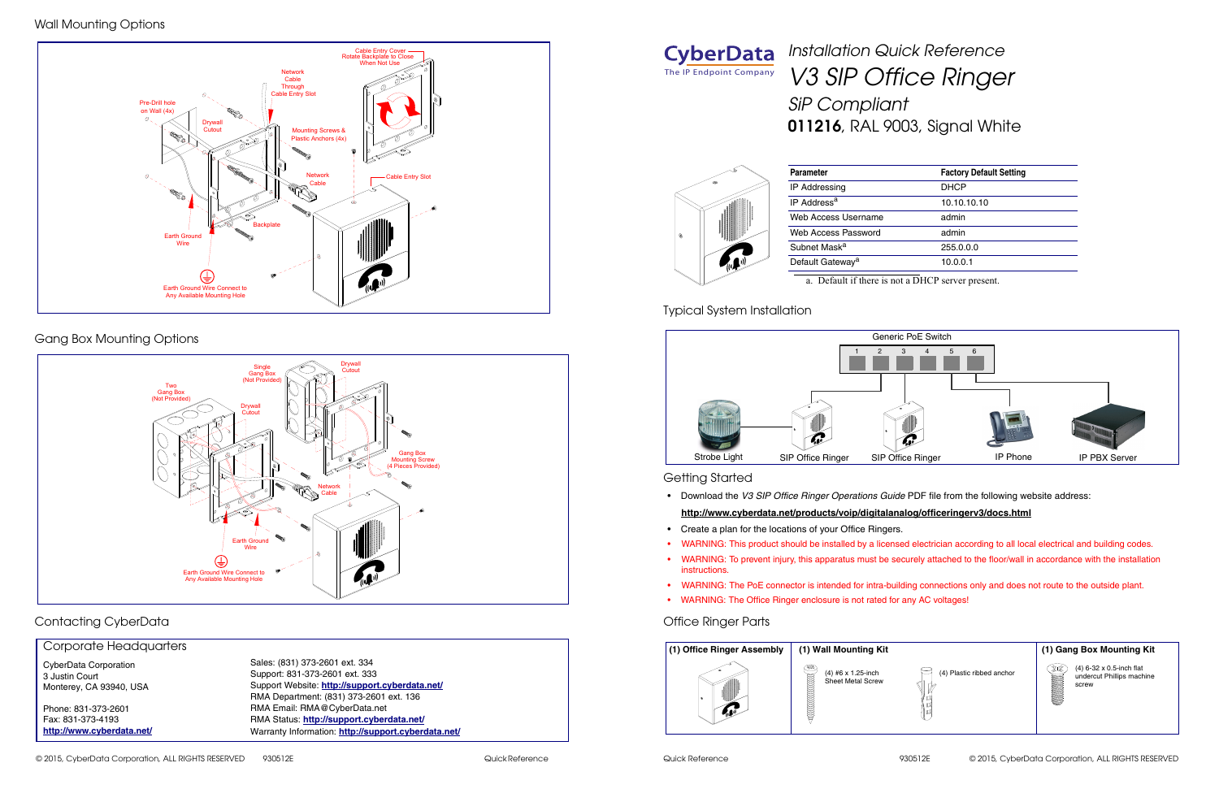# Wall Mounting Options

Cable Entry Cover
Rotate Backplate to Close
When Not Use

Network Cable Through Cable Entry Slot

Pre-Drill hole on Wall (4x)

Drywall Cutout

Mounting Screws & Plastic Anchors (4x)

Network Cable

Cable Entry Slot

Backplate

Earth Ground Wire

Earth Ground Wire Connect to Any Available Mounting Hole

# Gang Box Mounting Options

Single Gang Box (Not Provided)

Drywall Cutout

Two Gang Box (Not Provided)

Drywall Cutout

Gang Box Mounting Screw (4 Pieces Provided)

Network Cable

Earth Ground Wire

Earth Ground Wire Connect to Any Available Mounting Hole

# Contacting CyberData

## Corporate Headquarters

CyberData Corporation
3 Justin Court
Monterey, CA 93940, USA

Phone: 831-373-2601
Fax: 831-373-4193
**http://www.cyberdata.net/**

Sales: (831) 373-2601 ext. 334
Support: 831-373-2601 ext. 333
Support Website: **http://support.cyberdata.net/**
RMA Department: (831) 373-2601 ext. 136
RMA Email: RMA@CyberData.net
RMA Status: **http://support.cyberdata.net/**
Warranty Information: **http://support.cyberdata.net/**

© 2015, CyberData Corporation, ALL RIGHTS RESERVED 930512E Quick Reference

CyberData
The IP Endpoint Company

*Installation Quick Reference*

# *V3 SIP Office Ringer*

*SiP Compliant*

**011216**, RAL 9003, Signal White

| Parameter | Factory Default Setting |
|---|---|
| IP Addressing | DHCP |
| IP Address[a] | 10.10.10.10 |
| Web Access Username | admin |
| Web Access Password | admin |
| Subnet Mask[a] | 255.0.0.0 |
| Default Gateway[a] | 10.0.0.1 |

a. Default if there is not a DHCP server present.

# Typical System Installation

Generic PoE Switch

1 2 3 4 5 6

Strobe Light
SIP Office Ringer
SIP Office Ringer
IP Phone
IP PBX Server

# Getting Started

- Download the *V3 SIP Office Ringer Operations Guide* PDF file from the following website address:

  **http://www.cyberdata.net/products/voip/digitalanalog/officeringerv3/docs.html**
- Create a plan for the locations of your Office Ringers.
- WARNING: This product should be installed by a licensed electrician according to all local electrical and building codes.
- WARNING: To prevent injury, this apparatus must be securely attached to the floor/wall in accordance with the installation instructions.
- WARNING: The PoE connector is intended for intra-building connections only and does not route to the outside plant.
- WARNING: The Office Ringer enclosure is not rated for any AC voltages!

# Office Ringer Parts

| (1) Office Ringer Assembly | (1) Wall Mounting Kit | | (1) Gang Box Mounting Kit |
|---|---|---|---|
| | (4) #6 x 1.25-inch Sheet Metal Screw | (4) Plastic ribbed anchor | (4) 6-32 x 0.5-inch flat undercut Phillips machine screw |

Quick Reference 930512E © 2015, CyberData Corporation, ALL RIGHTS RESERVED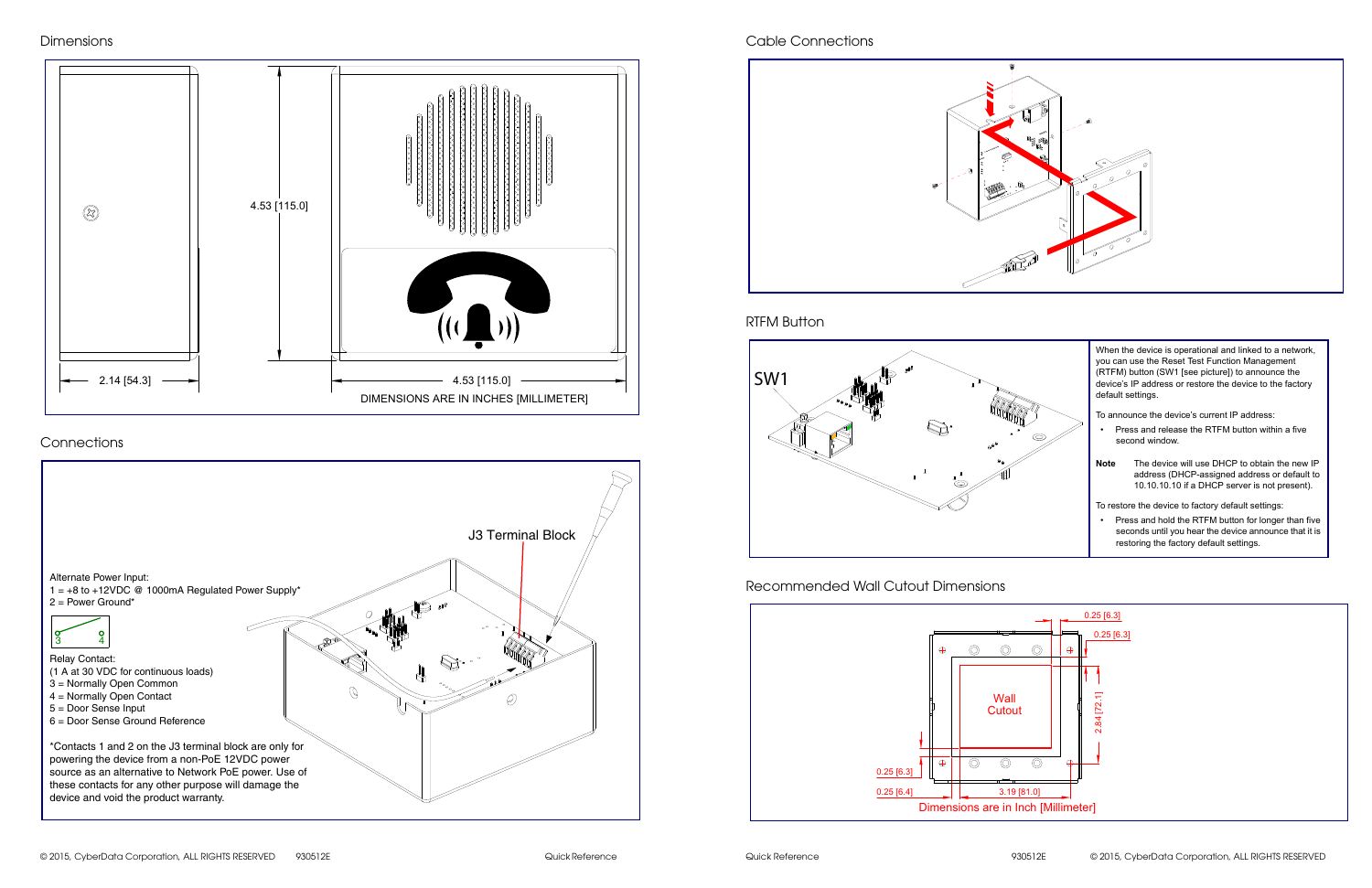## Dimensions

4.53 [115.0]

2.14 [54.3]

4.53 [115.0]

DIMENSIONS ARE IN INCHES [MILLIMETER]

## Connections

J3 Terminal Block

Alternate Power Input:
1 = +8 to +12VDC @ 1000mA Regulated Power Supply*
2 = Power Ground*

3 4

Relay Contact:
(1 A at 30 VDC for continuous loads)
3 = Normally Open Common
4 = Normally Open Contact
5 = Door Sense Input
6 = Door Sense Ground Reference

*Contacts 1 and 2 on the J3 terminal block are only for powering the device from a non-PoE 12VDC power source as an alternative to Network PoE power. Use of these contacts for any other purpose will damage the device and void the product warranty.

## Cable Connections

## RTFM Button

SW1

When the device is operational and linked to a network, you can use the Reset Test Function Management (RTFM) button (SW1 [see picture]) to announce the device's IP address or restore the device to the factory default settings.

To announce the device's current IP address:

- Press and release the RTFM button within a five second window.

**Note** The device will use DHCP to obtain the new IP address (DHCP-assigned address or default to 10.10.10.10 if a DHCP server is not present).

To restore the device to factory default settings:

- Press and hold the RTFM button for longer than five seconds until you hear the device announce that it is restoring the factory default settings.

## Recommended Wall Cutout Dimensions

0.25 [6.3]

0.25 [6.3]

Wall Cutout

2.84 [72.1]

0.25 [6.3]

0.25 [6.4]

3.19 [81.0]

Dimensions are in Inch [Millimeter]